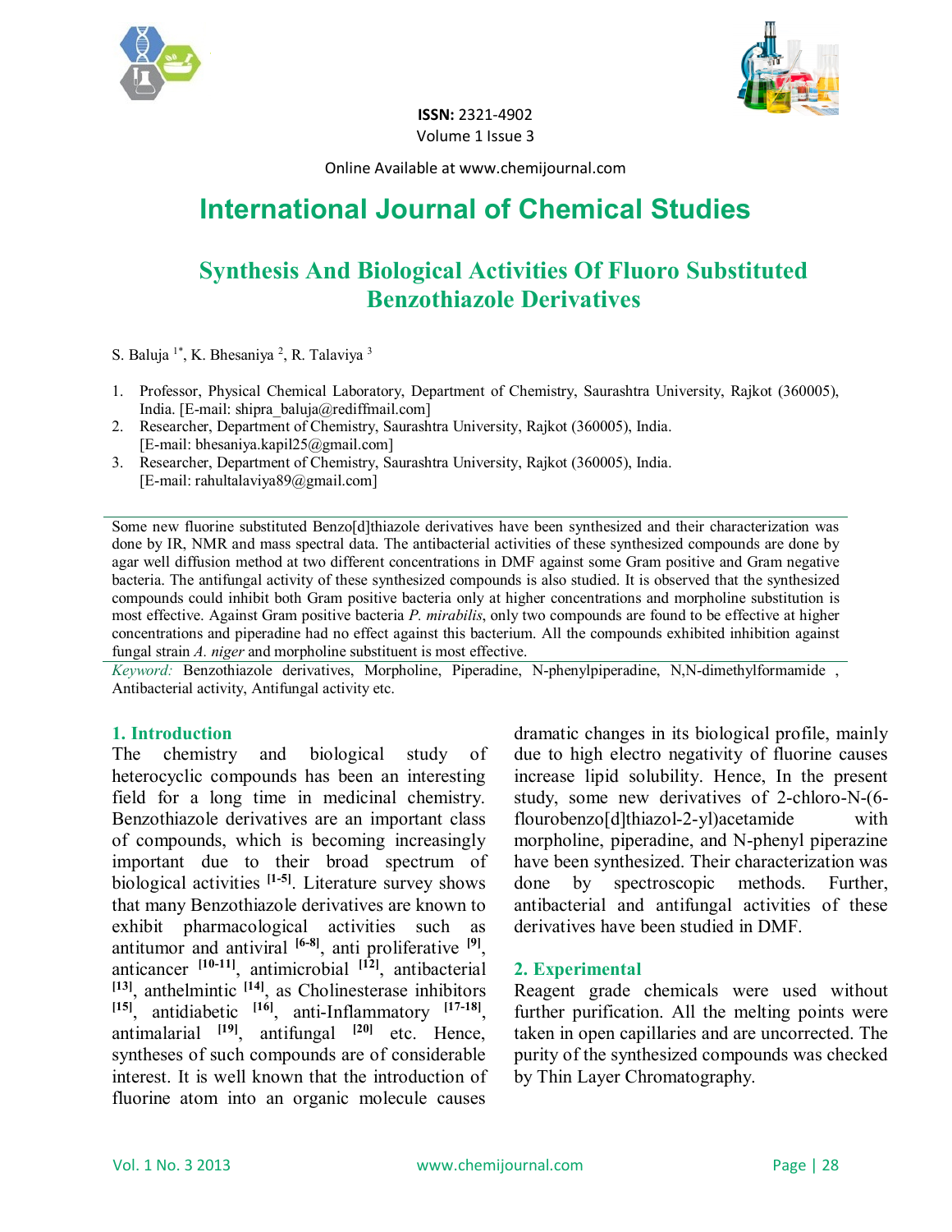ISSN: 2321-4902
Volume 1 Issue 3

Online Available at www.chemijournal.com

# International Journal of Chemical Studies

## Synthesis And Biological Activities Of Fluoro Substituted Benzothiazole Derivatives

S. Baluja [1*], K. Bhesaniya [2], R. Talaviya [3]

1. Professor, Physical Chemical Laboratory, Department of Chemistry, Saurashtra University, Rajkot (360005), India. [E-mail: shipra_baluja@rediffmail.com]
2. Researcher, Department of Chemistry, Saurashtra University, Rajkot (360005), India. [E-mail: bhesaniya.kapil25@gmail.com]
3. Researcher, Department of Chemistry, Saurashtra University, Rajkot (360005), India. [E-mail: rahultalaviya89@gmail.com]

Some new fluorine substituted Benzo[d]thiazole derivatives have been synthesized and their characterization was done by IR, NMR and mass spectral data. The antibacterial activities of these synthesized compounds are done by agar well diffusion method at two different concentrations in DMF against some Gram positive and Gram negative bacteria. The antifungal activity of these synthesized compounds is also studied. It is observed that the synthesized compounds could inhibit both Gram positive bacteria only at higher concentrations and morpholine substitution is most effective. Against Gram positive bacteria *P. mirabilis*, only two compounds are found to be effective at higher concentrations and piperadine had no effect against this bacterium. All the compounds exhibited inhibition against fungal strain *A. niger* and morpholine substituent is most effective.

*Keyword:* Benzothiazole derivatives, Morpholine, Piperadine, N-phenylpiperadine, N,N-dimethylformamide , Antibacterial activity, Antifungal activity etc.

### 1. Introduction

The chemistry and biological study of heterocyclic compounds has been an interesting field for a long time in medicinal chemistry. Benzothiazole derivatives are an important class of compounds, which is becoming increasingly important due to their broad spectrum of biological activities [1-5]. Literature survey shows that many Benzothiazole derivatives are known to exhibit pharmacological activities such as antitumor and antiviral [6-8], anti proliferative [9], anticancer [10-11], antimicrobial [12], antibacterial [13], anthelmintic [14], as Cholinesterase inhibitors [15], antidiabetic [16], anti-Inflammatory [17-18], antimalarial [19], antifungal [20] etc. Hence, syntheses of such compounds are of considerable interest. It is well known that the introduction of fluorine atom into an organic molecule causes dramatic changes in its biological profile, mainly due to high electro negativity of fluorine causes increase lipid solubility. Hence, In the present study, some new derivatives of 2-chloro-N-(6-flourobenzo[d]thiazol-2-yl)acetamide with morpholine, piperadine, and N-phenyl piperazine have been synthesized. Their characterization was done by spectroscopic methods. Further, antibacterial and antifungal activities of these derivatives have been studied in DMF.

### 2. Experimental

Reagent grade chemicals were used without further purification. All the melting points were taken in open capillaries and are uncorrected. The purity of the synthesized compounds was checked by Thin Layer Chromatography.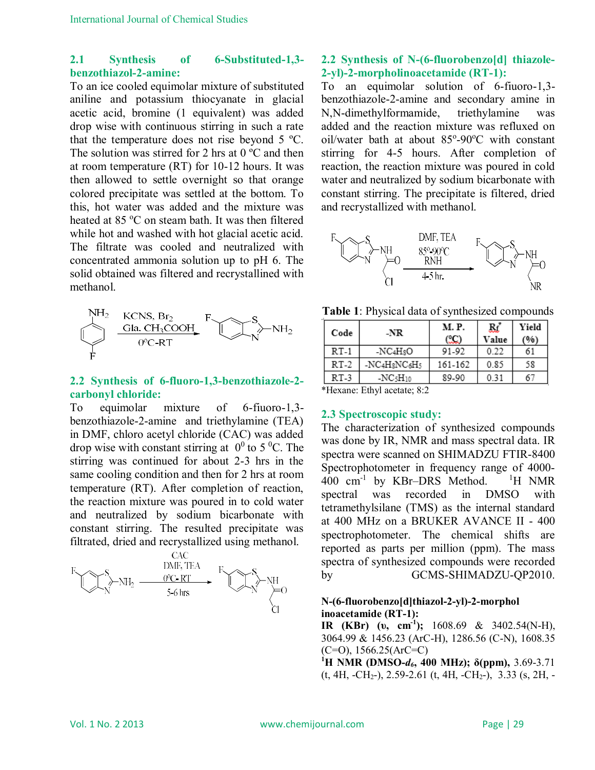### 2.1 Synthesis of 6-Substituted-1,3-benzothiazol-2-amine:

To an ice cooled equimolar mixture of substituted aniline and potassium thiocyanate in glacial acetic acid, bromine (1 equivalent) was added drop wise with continuous stirring in such a rate that the temperature does not rise beyond 5 ºC. The solution was stirred for 2 hrs at 0 ºC and then at room temperature (RT) for 10-12 hours. It was then allowed to settle overnight so that orange colored precipitate was settled at the bottom. To this, hot water was added and the mixture was heated at 85 ºC on steam bath. It was then filtered while hot and washed with hot glacial acetic acid. The filtrate was cooled and neutralized with concentrated ammonia solution up to pH 6. The solid obtained was filtered and recrystallined with methanol.

KCNS, $Br_2$ / Gla. $CH_3COOH$ / 0ºC-RT

### 2.2 Synthesis of 6-fluoro-1,3-benzothiazole-2-carbonyl chloride:

To equimolar mixture of 6-fiuoro-1,3-benzothiazole-2-amine and triethylamine (TEA) in DMF, chloro acetyl chloride (CAC) was added drop wise with constant stirring at $0^0$ to $5\ ^0$C. The stirring was continued for about 2-3 hrs in the same cooling condition and then for 2 hrs at room temperature (RT). After completion of reaction, the reaction mixture was poured in to cold water and neutralized by sodium bicarbonate with constant stirring. The resulted precipitate was filtrated, dried and recrystallized using methanol.

CAC / DMF, TEA / 0ºC- RT / 5-6 hrs

### 2.2 Synthesis of N-(6-fluorobenzo[d] thiazole-2-yl)-2-morpholinoacetamide (RT-1):

To an equimolar solution of 6-fiuoro-1,3-benzothiazole-2-amine and secondary amine in N,N-dimethylformamide, triethylamine was added and the reaction mixture was refluxed on oil/water bath at about 85º-90ºC with constant stirring for 4-5 hours. After completion of reaction, the reaction mixture was poured in cold water and neutralized by sodium bicarbonate with constant stirring. The precipitate is filtered, dried and recrystallized with methanol.

DMF, TEA / 85º-90ºC / RNH / 4-5 hr.

**Table 1**: Physical data of synthesized compounds

| Code | -NR | M. P. (ºC) | Rf* Value | Yield (%) |
|---|---|---|---|---|
| RT-1 | $-NC_4H_8O$ | 91-92 | 0.22 | 61 |
| RT-2 | $-NC_4H_8NC_6H_5$ | 161-162 | 0.85 | 58 |
| RT-3 | $-NC_5H_{10}$ | 89-90 | 0.31 | 67 |

*Hexane: Ethyl acetate; 8:2

### 2.3 Spectroscopic study:

The characterization of synthesized compounds was done by IR, NMR and mass spectral data. IR spectra were scanned on SHIMADZU FTIR-8400 Spectrophotometer in frequency range of 4000-400 $cm^{-1}$ by KBr–DRS Method. $^1$H NMR spectral was recorded in DMSO with tetramethylsilane (TMS) as the internal standard at 400 MHz on a BRUKER AVANCE II - 400 spectrophotometer. The chemical shifts are reported as parts per million (ppm). The mass spectra of synthesized compounds were recorded by GCMS-SHIMADZU-QP2010.

**N-(6-fluorobenzo[d]thiazol-2-yl)-2-morphol inoacetamide (RT-1):**

**IR (KBr) (υ, $cm^{-1}$);** 1608.69 & 3402.54(N-H), 3064.99 & 1456.23 (ArC-H), 1286.56 (C-N), 1608.35 (C=O), 1566.25(ArC=C)

**$^1$H NMR (DMSO-$d_6$, 400 MHz); δ(ppm),** 3.69-3.71 (t, 4H, $-CH_2-$), 2.59-2.61 (t, 4H, $-CH_2-$), 3.33 (s, 2H, -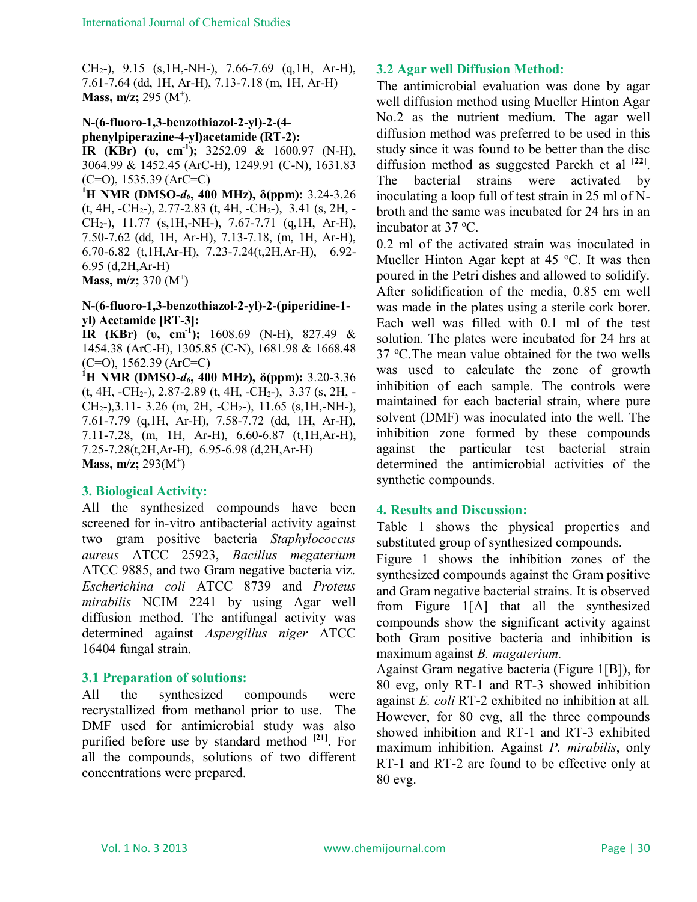$CH_2$-), 9.15 (s,1H,-NH-), 7.66-7.69 (q,1H, Ar-H), 7.61-7.64 (dd, 1H, Ar-H), 7.13-7.18 (m, 1H, Ar-H)
**Mass, m/z;** 295 ($M^+$).

**N-(6-fluoro-1,3-benzothiazol-2-yl)-2-(4-phenylpiperazine-4-yl)acetamide (RT-2):**
**IR (KBr) (υ, $cm^{-1}$);** 3252.09 & 1600.97 (N-H), 3064.99 & 1452.45 (ArC-H), 1249.91 (C-N), 1631.83 (C=O), 1535.39 (ArC=C)
**$^1$H NMR (DMSO-$d_6$, 400 MHz), δ(ppm):** 3.24-3.26 (t, 4H, -$CH_2$-), 2.77-2.83 (t, 4H, -$CH_2$-), 3.41 (s, 2H, -$CH_2$-), 11.77 (s,1H,-NH-), 7.67-7.71 (q,1H, Ar-H), 7.50-7.62 (dd, 1H, Ar-H), 7.13-7.18, (m, 1H, Ar-H), 6.70-6.82 (t,1H,Ar-H), 7.23-7.24(t,2H,Ar-H), 6.92-6.95 (d,2H,Ar-H)
**Mass, m/z;** 370 ($M^+$)

**N-(6-fluoro-1,3-benzothiazol-2-yl)-2-(piperidine-1-yl) Acetamide [RT-3]:**
**IR (KBr) (υ, $cm^{-1}$);** 1608.69 (N-H), 827.49 & 1454.38 (ArC-H), 1305.85 (C-N), 1681.98 & 1668.48 (C=O), 1562.39 (ArC=C)
**$^1$H NMR (DMSO-$d_6$, 400 MHz), δ(ppm):** 3.20-3.36 (t, 4H, -$CH_2$-), 2.87-2.89 (t, 4H, -$CH_2$-), 3.37 (s, 2H, -$CH_2$-),3.11- 3.26 (m, 2H, -$CH_2$-), 11.65 (s,1H,-NH-), 7.61-7.79 (q,1H, Ar-H), 7.58-7.72 (dd, 1H, Ar-H), 7.11-7.28, (m, 1H, Ar-H), 6.60-6.87 (t,1H,Ar-H), 7.25-7.28(t,2H,Ar-H), 6.95-6.98 (d,2H,Ar-H)
**Mass, m/z;** 293($M^+$)

## 3. Biological Activity:

All the synthesized compounds have been screened for in-vitro antibacterial activity against two gram positive bacteria *Staphylococcus aureus* ATCC 25923, *Bacillus megaterium* ATCC 9885, and two Gram negative bacteria viz. *Escherichina coli* ATCC 8739 and *Proteus mirabilis* NCIM 2241 by using Agar well diffusion method. The antifungal activity was determined against *Aspergillus niger* ATCC 16404 fungal strain.

### 3.1 Preparation of solutions:

All the synthesized compounds were recrystallized from methanol prior to use. The DMF used for antimicrobial study was also purified before use by standard method [21]. For all the compounds, solutions of two different concentrations were prepared.

### 3.2 Agar well Diffusion Method:

The antimicrobial evaluation was done by agar well diffusion method using Mueller Hinton Agar No.2 as the nutrient medium. The agar well diffusion method was preferred to be used in this study since it was found to be better than the disc diffusion method as suggested Parekh et al [22]. The bacterial strains were activated by inoculating a loop full of test strain in 25 ml of N-broth and the same was incubated for 24 hrs in an incubator at 37 ºC.

0.2 ml of the activated strain was inoculated in Mueller Hinton Agar kept at 45 ºC. It was then poured in the Petri dishes and allowed to solidify. After solidification of the media, 0.85 cm well was made in the plates using a sterile cork borer. Each well was filled with 0.1 ml of the test solution. The plates were incubated for 24 hrs at 37 ºC.The mean value obtained for the two wells was used to calculate the zone of growth inhibition of each sample. The controls were maintained for each bacterial strain, where pure solvent (DMF) was inoculated into the well. The inhibition zone formed by these compounds against the particular test bacterial strain determined the antimicrobial activities of the synthetic compounds.

## 4. Results and Discussion:

Table 1 shows the physical properties and substituted group of synthesized compounds.

Figure 1 shows the inhibition zones of the synthesized compounds against the Gram positive and Gram negative bacterial strains. It is observed from Figure 1[A] that all the synthesized compounds show the significant activity against both Gram positive bacteria and inhibition is maximum against *B. magaterium.*

Against Gram negative bacteria (Figure 1[B]), for 80 evg, only RT-1 and RT-3 showed inhibition against *E. coli* RT-2 exhibited no inhibition at all. However, for 80 evg, all the three compounds showed inhibition and RT-1 and RT-3 exhibited maximum inhibition. Against *P. mirabilis*, only RT-1 and RT-2 are found to be effective only at 80 evg.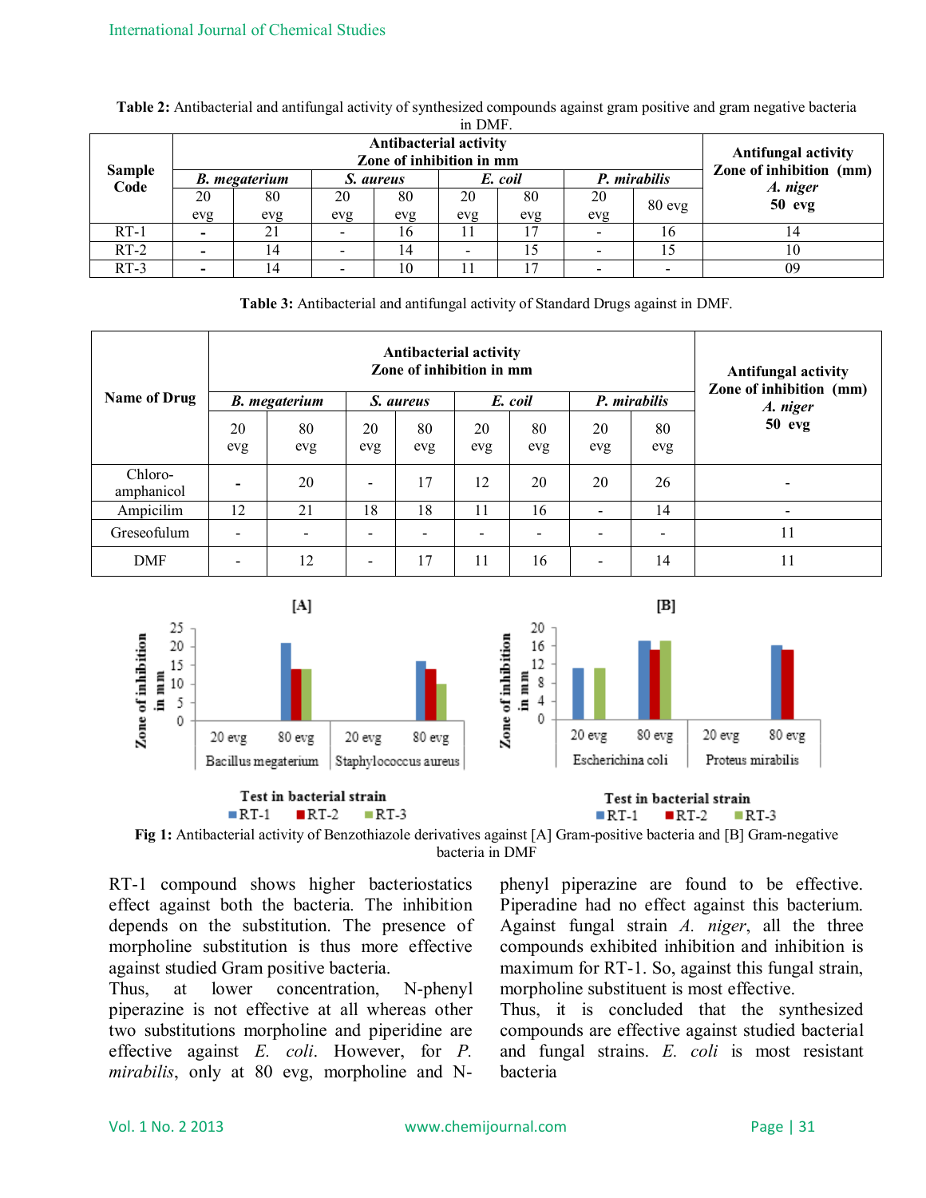**Table 2:** Antibacterial and antifungal activity of synthesized compounds against gram positive and gram negative bacteria in DMF.

| Sample Code | Antibacterial activity Zone of inhibition in mm | | | | | | | | Antifungal activity Zone of inhibition (mm) *A. niger* 50 evg |
|---|---|---|---|---|---|---|---|---|---|
| | ***B. megaterium*** | | ***S. aureus*** | | ***E. coil*** | | ***P. mirabilis*** | | |
| | 20 evg | 80 evg | 20 evg | 80 evg | 20 evg | 80 evg | 20 evg | 80 evg | |
| RT-1 | - | 21 | - | 16 | 11 | 17 | - | 16 | 14 |
| RT-2 | - | 14 | - | 14 | - | 15 | - | 15 | 10 |
| RT-3 | - | 14 | - | 10 | 11 | 17 | - | - | 09 |

**Table 3:** Antibacterial and antifungal activity of Standard Drugs against in DMF.

| Name of Drug | Antibacterial activity Zone of inhibition in mm | | | | | | | | Antifungal activity Zone of inhibition (mm) *A. niger* 50 evg |
|---|---|---|---|---|---|---|---|---|---|
| | ***B. megaterium*** | | ***S. aureus*** | | ***E. coil*** | | ***P. mirabilis*** | | |
| | 20 evg | 80 evg | 20 evg | 80 evg | 20 evg | 80 evg | 20 evg | 80 evg | |
| Chloro-amphanicol | - | 20 | - | 17 | 12 | 20 | 20 | 26 | - |
| Ampicilim | 12 | 21 | 18 | 18 | 11 | 16 | - | 14 | - |
| Greseofulum | - | - | - | - | - | - | - | - | 11 |
| DMF | - | 12 | - | 17 | 11 | 16 | - | 14 | 11 |

**Fig 1:** Antibacterial activity of Benzothiazole derivatives against [A] Gram-positive bacteria and [B] Gram-negative bacteria in DMF

RT-1 compound shows higher bacteriostatics effect against both the bacteria. The inhibition depends on the substitution. The presence of morpholine substitution is thus more effective against studied Gram positive bacteria.

Thus, at lower concentration, N-phenyl piperazine is not effective at all whereas other two substitutions morpholine and piperidine are effective against *E. coli*. However, for *P. mirabilis*, only at 80 evg, morpholine and N-phenyl piperazine are found to be effective. Piperadine had no effect against this bacterium. Against fungal strain *A. niger*, all the three compounds exhibited inhibition and inhibition is maximum for RT-1. So, against this fungal strain, morpholine substituent is most effective.

Thus, it is concluded that the synthesized compounds are effective against studied bacterial and fungal strains. *E. coli* is most resistant bacteria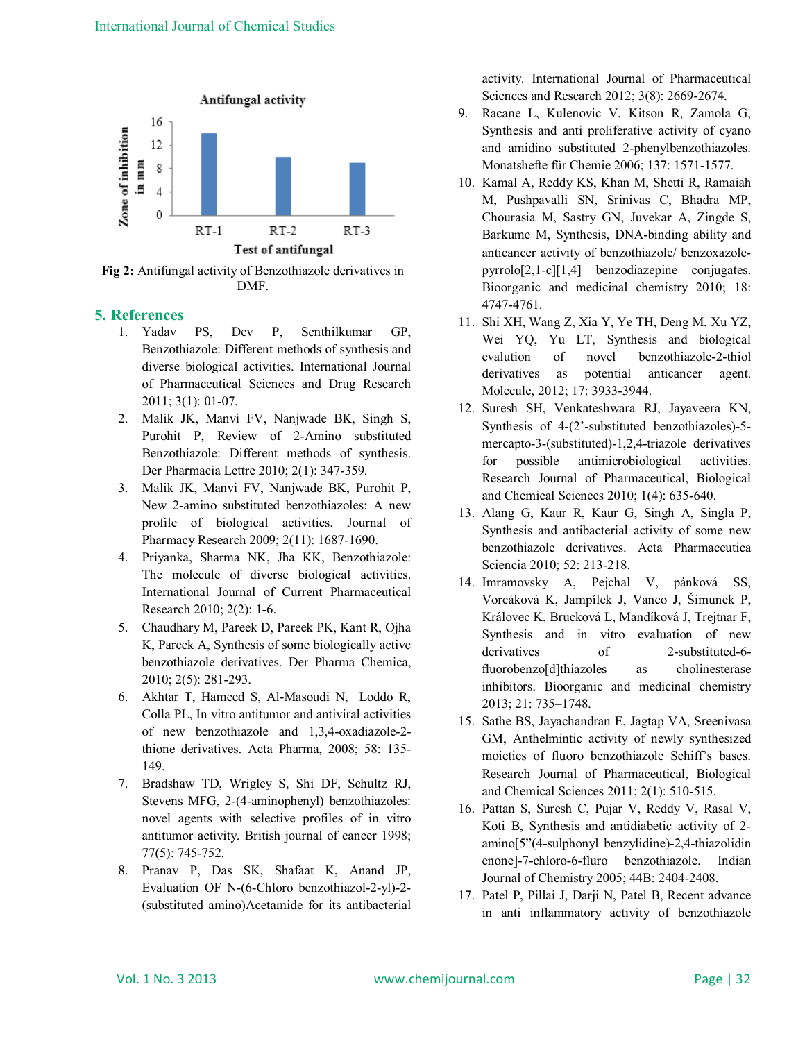Fig 2: Antifungal activity of Benzothiazole derivatives in DMF.

## 5. References

1. Yadav PS, Dev P, Senthilkumar GP, Benzothiazole: Different methods of synthesis and diverse biological activities. International Journal of Pharmaceutical Sciences and Drug Research 2011; 3(1): 01-07.
2. Malik JK, Manvi FV, Nanjwade BK, Singh S, Purohit P, Review of 2-Amino substituted Benzothiazole: Different methods of synthesis. Der Pharmacia Lettre 2010; 2(1): 347-359.
3. Malik JK, Manvi FV, Nanjwade BK, Purohit P, New 2-amino substituted benzothiazoles: A new profile of biological activities. Journal of Pharmacy Research 2009; 2(11): 1687-1690.
4. Priyanka, Sharma NK, Jha KK, Benzothiazole: The molecule of diverse biological activities. International Journal of Current Pharmaceutical Research 2010; 2(2): 1-6.
5. Chaudhary M, Pareek D, Pareek PK, Kant R, Ojha K, Pareek A, Synthesis of some biologically active benzothiazole derivatives. Der Pharma Chemica, 2010; 2(5): 281-293.
6. Akhtar T, Hameed S, Al-Masoudi N, Loddo R, Colla PL, In vitro antitumor and antiviral activities of new benzothiazole and 1,3,4-oxadiazole-2-thione derivatives. Acta Pharma, 2008; 58: 135-149.
7. Bradshaw TD, Wrigley S, Shi DF, Schultz RJ, Stevens MFG, 2-(4-aminophenyl) benzothiazoles: novel agents with selective profiles of in vitro antitumor activity. British journal of cancer 1998; 77(5): 745-752.
8. Pranav P, Das SK, Shafaat K, Anand JP, Evaluation OF N-(6-Chloro benzothiazol-2-yl)-2-(substituted amino)Acetamide for its antibacterial activity. International Journal of Pharmaceutical Sciences and Research 2012; 3(8): 2669-2674.
9. Racane L, Kulenovic V, Kitson R, Zamola G, Synthesis and anti proliferative activity of cyano and amidino substituted 2-phenylbenzothiazoles. Monatshefte für Chemie 2006; 137: 1571-1577.
10. Kamal A, Reddy KS, Khan M, Shetti R, Ramaiah M, Pushpavalli SN, Srinivas C, Bhadra MP, Chourasia M, Sastry GN, Juvekar A, Zingde S, Barkume M, Synthesis, DNA-binding ability and anticancer activity of benzothiazole/ benzoxazole-pyrrolo[2,1-c][1,4] benzodiazepine conjugates. Bioorganic and medicinal chemistry 2010; 18: 4747-4761.
11. Shi XH, Wang Z, Xia Y, Ye TH, Deng M, Xu YZ, Wei YQ, Yu LT, Synthesis and biological evalution of novel benzothiazole-2-thiol derivatives as potential anticancer agent. Molecule, 2012; 17: 3933-3944.
12. Suresh SH, Venkateshwara RJ, Jayaveera KN, Synthesis of 4-(2'-substituted benzothiazoles)-5-mercapto-3-(substituted)-1,2,4-triazole derivatives for possible antimicrobiological activities. Research Journal of Pharmaceutical, Biological and Chemical Sciences 2010; 1(4): 635-640.
13. Alang G, Kaur R, Kaur G, Singh A, Singla P, Synthesis and antibacterial activity of some new benzothiazole derivatives. Acta Pharmaceutica Sciencia 2010; 52: 213-218.
14. Imramovsky A, Pejchal V, pánková SS, Vorcáková K, Jampílek J, Vanco J, Šimunek P, Královec K, Brucková L, Mandíková J, Trejtnar F, Synthesis and in vitro evaluation of new derivatives of 2-substituted-6-fluorobenzo[d]thiazoles as cholinesterase inhibitors. Bioorganic and medicinal chemistry 2013; 21: 735–1748.
15. Sathe BS, Jayachandran E, Jagtap VA, Sreenivasa GM, Anthelmintic activity of newly synthesized moieties of fluoro benzothiazole Schiff's bases. Research Journal of Pharmaceutical, Biological and Chemical Sciences 2011; 2(1): 510-515.
16. Pattan S, Suresh C, Pujar V, Reddy V, Rasal V, Koti B, Synthesis and antidiabetic activity of 2-amino[5"(4-sulphonyl benzylidine)-2,4-thiazolidin enone]-7-chloro-6-fluro benzothiazole. Indian Journal of Chemistry 2005; 44B: 2404-2408.
17. Patel P, Pillai J, Darji N, Patel B, Recent advance in anti inflammatory activity of benzothiazole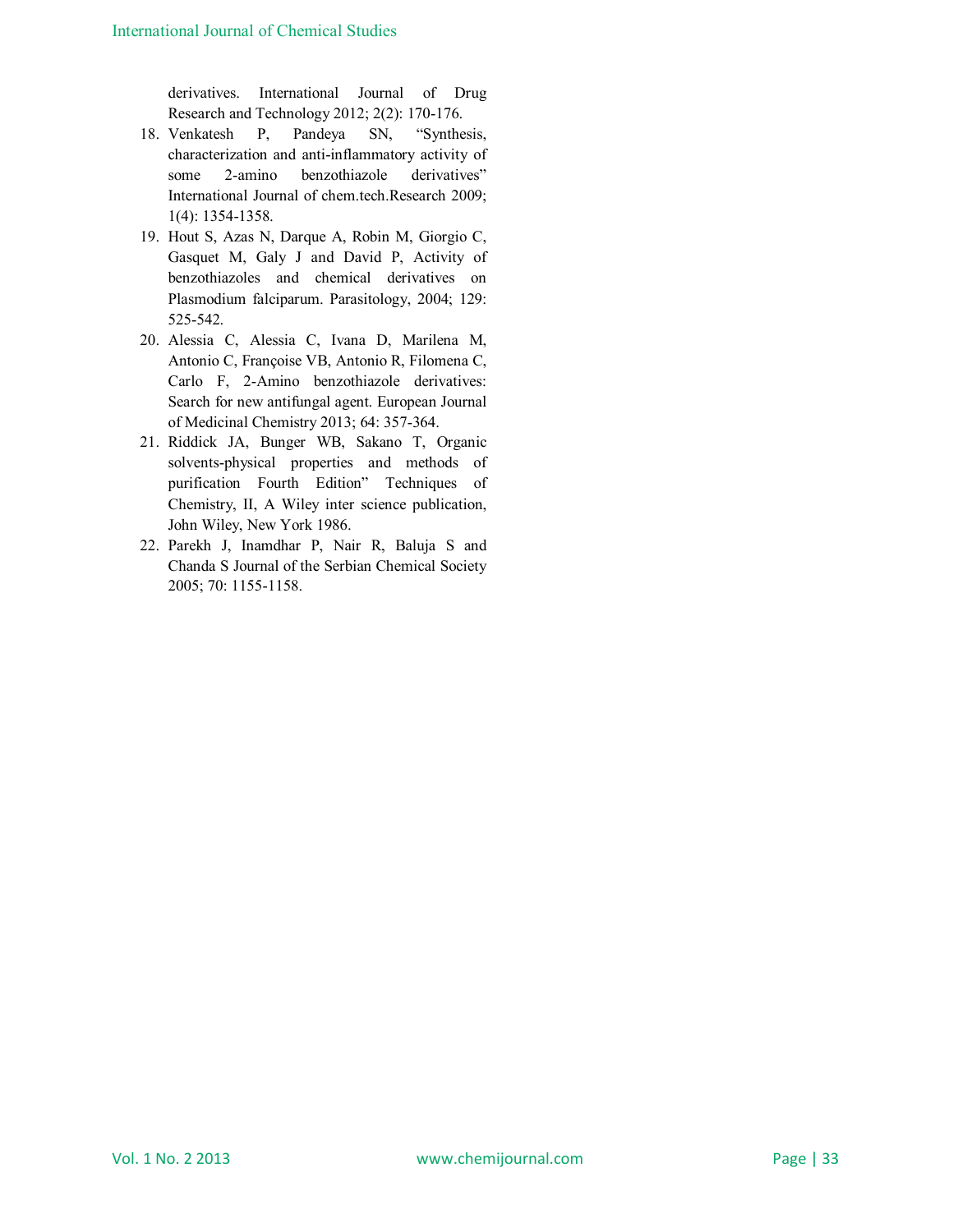derivatives. International Journal of Drug Research and Technology 2012; 2(2): 170-176.

18. Venkatesh P, Pandeya SN, "Synthesis, characterization and anti-inflammatory activity of some 2-amino benzothiazole derivatives" International Journal of chem.tech.Research 2009; 1(4): 1354-1358.
19. Hout S, Azas N, Darque A, Robin M, Giorgio C, Gasquet M, Galy J and David P, Activity of benzothiazoles and chemical derivatives on Plasmodium falciparum. Parasitology, 2004; 129: 525-542.
20. Alessia C, Alessia C, Ivana D, Marilena M, Antonio C, Françoise VB, Antonio R, Filomena C, Carlo F, 2-Amino benzothiazole derivatives: Search for new antifungal agent. European Journal of Medicinal Chemistry 2013; 64: 357-364.
21. Riddick JA, Bunger WB, Sakano T, Organic solvents-physical properties and methods of purification Fourth Edition" Techniques of Chemistry, II, A Wiley inter science publication, John Wiley, New York 1986.
22. Parekh J, Inamdhar P, Nair R, Baluja S and Chanda S Journal of the Serbian Chemical Society 2005; 70: 1155-1158.